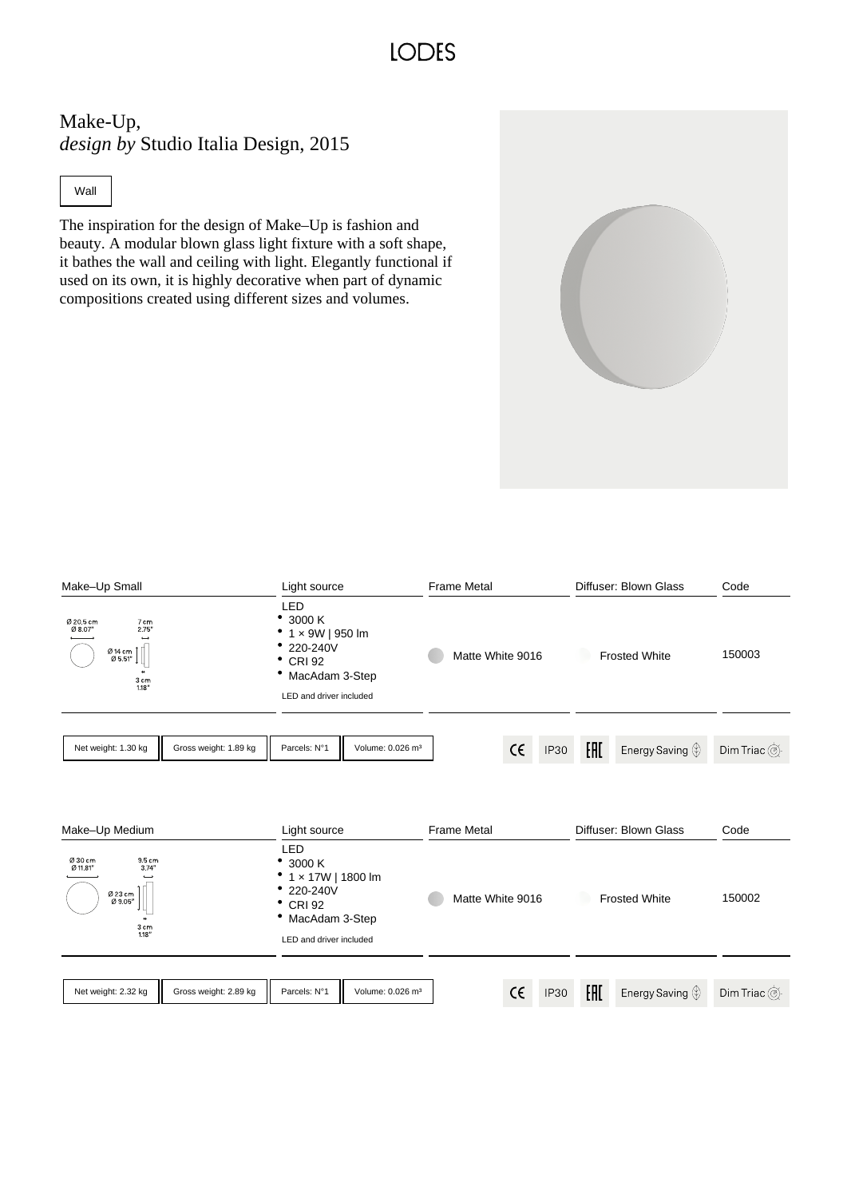# LODES

## Make-Up,
*design by* Studio Italia Design, 2015

Wall

The inspiration for the design of Make–Up is fashion and beauty. A modular blown glass light fixture with a soft shape, it bathes the wall and ceiling with light. Elegantly functional if used on its own, it is highly decorative when part of dynamic compositions created using different sizes and volumes.

| Make–Up Small | Light source | Frame Metal | Diffuser: Blown Glass | Code |
|---|---|---|---|---|
| Ø 20.5 cm / Ø 8.07"; 7 cm / 2.75"; Ø 14 cm / Ø 5.51"; 3 cm / 1.18" | LED<br>• 3000 K<br>• 1 × 9W \| 950 lm<br>• 220-240V<br>• CRI 92<br>• MacAdam 3-Step<br>LED and driver included | Matte White 9016 | Frosted White | 150003 |

Net weight: 1.30 kg | Gross weight: 1.89 kg | Parcels: N°1 | Volume: 0.026 m³ | CE | IP30 | EAC | Energy Saving | Dim Triac

| Make–Up Medium | Light source | Frame Metal | Diffuser: Blown Glass | Code |
|---|---|---|---|---|
| Ø 30 cm / Ø 11.81"; 9.5 cm / 3.74"; Ø 23 cm / Ø 9.05"; 3 cm / 1.18" | LED<br>• 3000 K<br>• 1 × 17W \| 1800 lm<br>• 220-240V<br>• CRI 92<br>• MacAdam 3-Step<br>LED and driver included | Matte White 9016 | Frosted White | 150002 |

Net weight: 2.32 kg | Gross weight: 2.89 kg | Parcels: N°1 | Volume: 0.026 m³ | CE | IP30 | EAC | Energy Saving | Dim Triac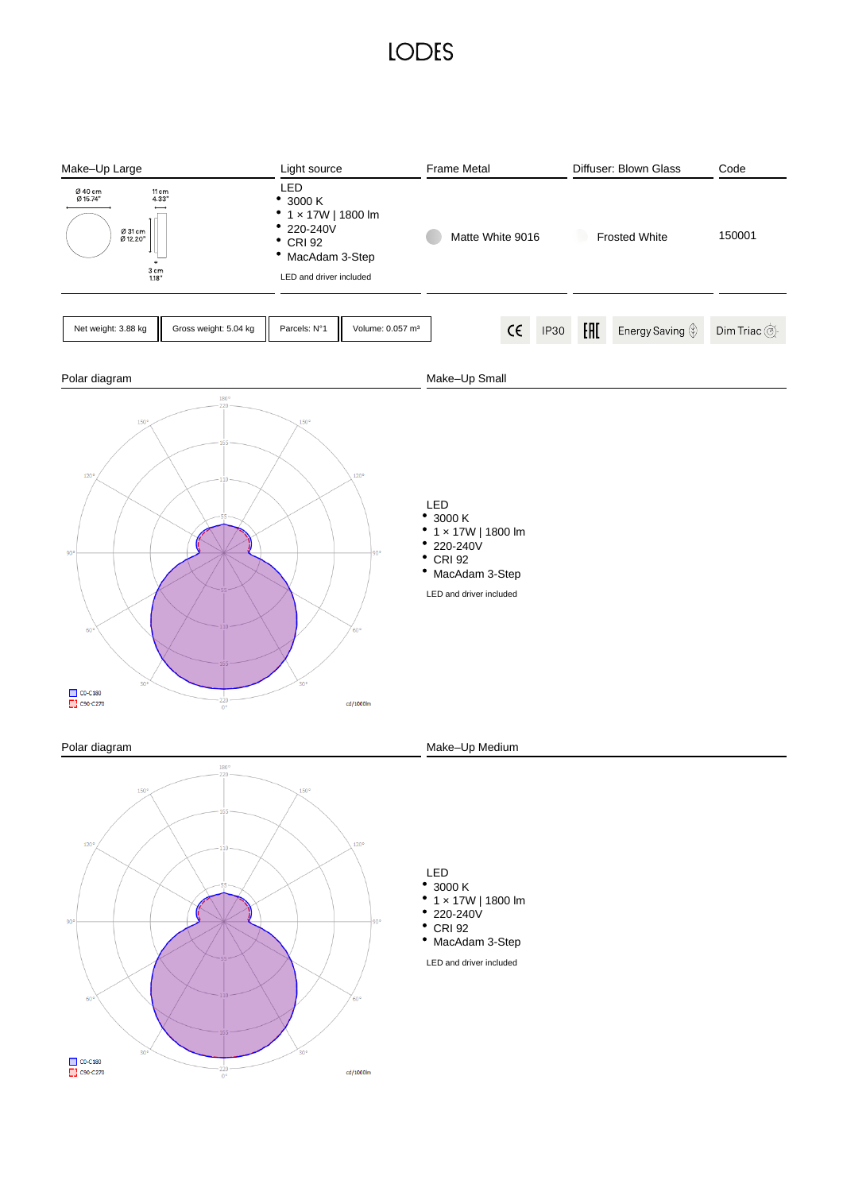# LODES

| Make–Up Large | Light source | Frame Metal | Diffuser: Blown Glass | Code |
|---|---|---|---|---|
| Ø 40 cm / Ø 15.74" — 11 cm / 4.33" — Ø 31 cm / Ø 12.20" — 3 cm / 1.18" | LED<br>• 3000 K<br>• 1 × 17W \| 1800 lm<br>• 220-240V<br>• CRI 92<br>• MacAdam 3-Step<br>LED and driver included | Matte White 9016 | Frosted White | 150001 |

| Net weight: 3.88 kg | Gross weight: 5.04 kg | Parcels: N°1 | Volume: 0.057 m³ |
|---|---|---|---|

CE | IP30 | EAC | Energy Saving | Dim Triac

## Polar diagram

C0-C180
C90-C270
cd/1000lm

## Make–Up Small

LED
- 3000 K
- 1 × 17W | 1800 lm
- 220-240V
- CRI 92
- MacAdam 3-Step

LED and driver included

## Polar diagram

C0-C180
C90-C270
cd/1000lm

## Make–Up Medium

LED
- 3000 K
- 1 × 17W | 1800 lm
- 220-240V
- CRI 92
- MacAdam 3-Step

LED and driver included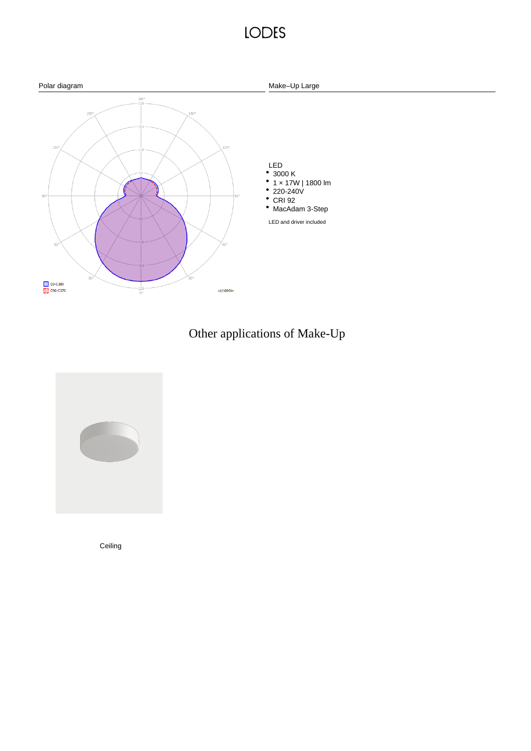LODES

Polar diagram

180°
220
150°
150°
165
120°
120°
110
55
90°
90°
55
110
60°
60°
165
30°
30°
220
0°
C0-C180
C90-C270
cd/1000lm

Make–Up Large

LED
- 3000 K
- 1 × 17W | 1800 lm
- 220-240V
- CRI 92
- MacAdam 3-Step

LED and driver included

# Other applications of Make-Up

Ceiling